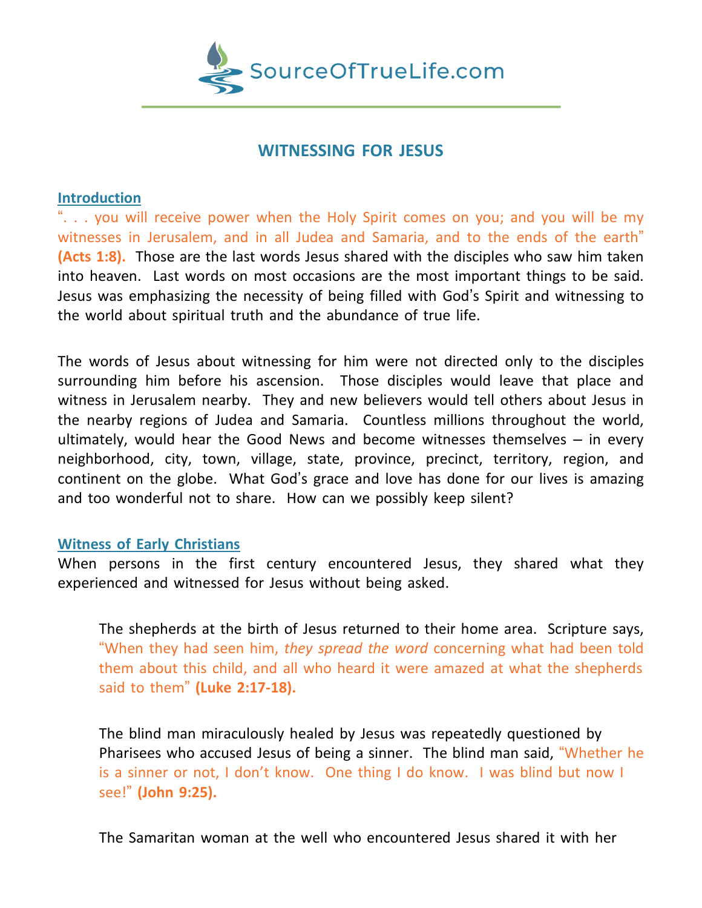SourceOfTrueLife.com

# WITNESSING FOR JESUS

## Introduction

". . . you will receive power when the Holy Spirit comes on you; and you will be my witnesses in Jerusalem, and in all Judea and Samaria, and to the ends of the earth" **(Acts 1:8).** Those are the last words Jesus shared with the disciples who saw him taken into heaven. Last words on most occasions are the most important things to be said. Jesus was emphasizing the necessity of being filled with God's Spirit and witnessing to the world about spiritual truth and the abundance of true life.

The words of Jesus about witnessing for him were not directed only to the disciples surrounding him before his ascension. Those disciples would leave that place and witness in Jerusalem nearby. They and new believers would tell others about Jesus in the nearby regions of Judea and Samaria. Countless millions throughout the world, ultimately, would hear the Good News and become witnesses themselves – in every neighborhood, city, town, village, state, province, precinct, territory, region, and continent on the globe. What God's grace and love has done for our lives is amazing and too wonderful not to share. How can we possibly keep silent?

## Witness of Early Christians

When persons in the first century encountered Jesus, they shared what they experienced and witnessed for Jesus without being asked.

> The shepherds at the birth of Jesus returned to their home area. Scripture says, "When they had seen him, *they spread the word* concerning what had been told them about this child, and all who heard it were amazed at what the shepherds said to them" **(Luke 2:17-18).**
>
> The blind man miraculously healed by Jesus was repeatedly questioned by Pharisees who accused Jesus of being a sinner. The blind man said, "Whether he is a sinner or not, I don't know. One thing I do know. I was blind but now I see!" **(John 9:25).**
>
> The Samaritan woman at the well who encountered Jesus shared it with her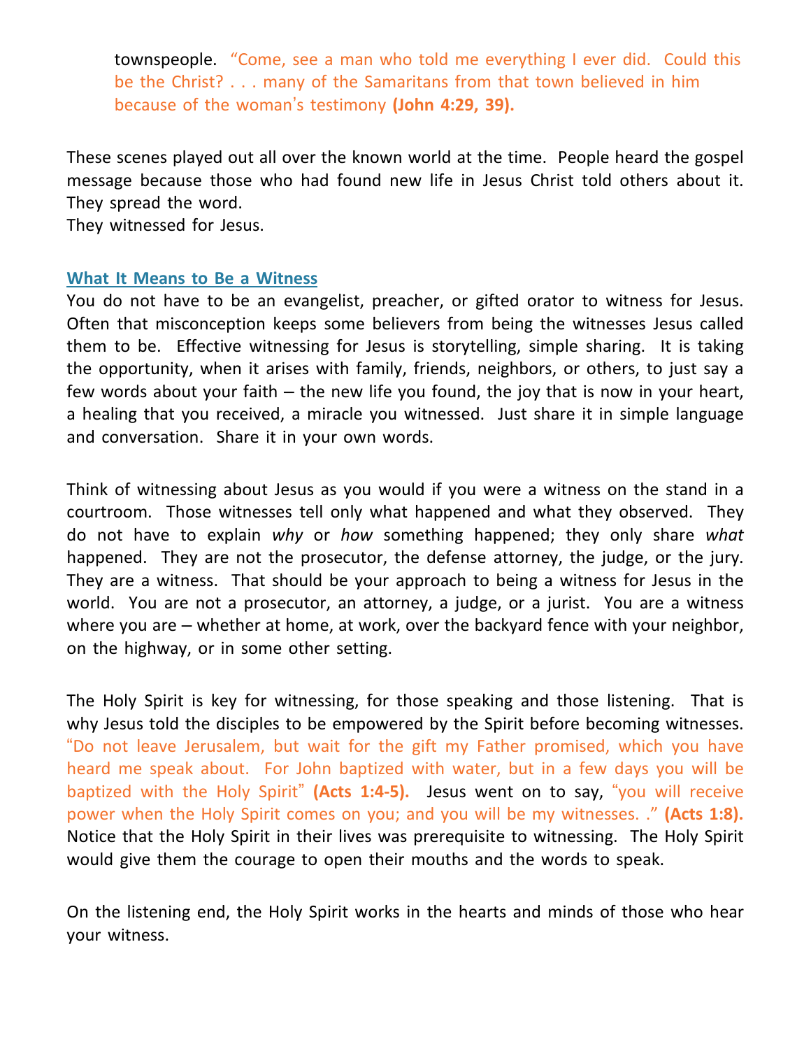townspeople. "Come, see a man who told me everything I ever did. Could this be the Christ? . . . many of the Samaritans from that town believed in him because of the woman's testimony **(John 4:29, 39).**

These scenes played out all over the known world at the time. People heard the gospel message because those who had found new life in Jesus Christ told others about it. They spread the word.
They witnessed for Jesus.

## What It Means to Be a Witness

You do not have to be an evangelist, preacher, or gifted orator to witness for Jesus. Often that misconception keeps some believers from being the witnesses Jesus called them to be. Effective witnessing for Jesus is storytelling, simple sharing. It is taking the opportunity, when it arises with family, friends, neighbors, or others, to just say a few words about your faith – the new life you found, the joy that is now in your heart, a healing that you received, a miracle you witnessed. Just share it in simple language and conversation. Share it in your own words.

Think of witnessing about Jesus as you would if you were a witness on the stand in a courtroom. Those witnesses tell only what happened and what they observed. They do not have to explain *why* or *how* something happened; they only share *what* happened. They are not the prosecutor, the defense attorney, the judge, or the jury. They are a witness. That should be your approach to being a witness for Jesus in the world. You are not a prosecutor, an attorney, a judge, or a jurist. You are a witness where you are – whether at home, at work, over the backyard fence with your neighbor, on the highway, or in some other setting.

The Holy Spirit is key for witnessing, for those speaking and those listening. That is why Jesus told the disciples to be empowered by the Spirit before becoming witnesses. "Do not leave Jerusalem, but wait for the gift my Father promised, which you have heard me speak about. For John baptized with water, but in a few days you will be baptized with the Holy Spirit" **(Acts 1:4-5).** Jesus went on to say, "you will receive power when the Holy Spirit comes on you; and you will be my witnesses. ." **(Acts 1:8).** Notice that the Holy Spirit in their lives was prerequisite to witnessing. The Holy Spirit would give them the courage to open their mouths and the words to speak.

On the listening end, the Holy Spirit works in the hearts and minds of those who hear your witness.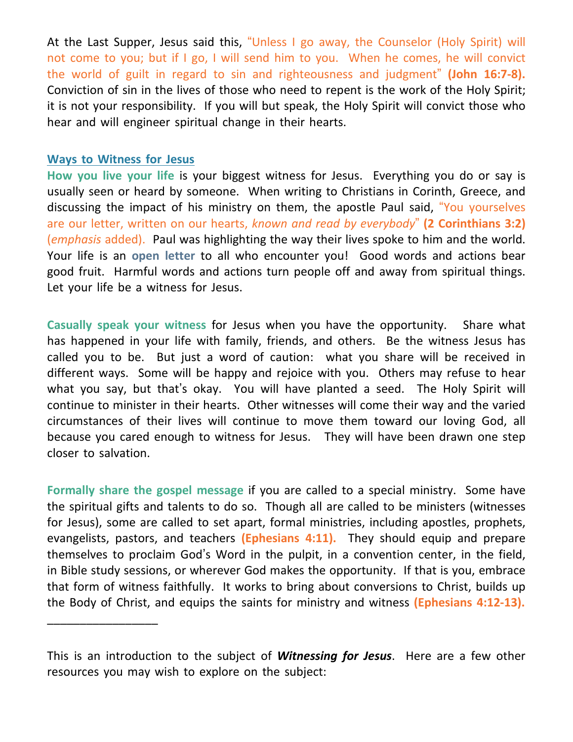At the Last Supper, Jesus said this, "Unless I go away, the Counselor (Holy Spirit) will not come to you; but if I go, I will send him to you. When he comes, he will convict the world of guilt in regard to sin and righteousness and judgment" **(John 16:7-8).** Conviction of sin in the lives of those who need to repent is the work of the Holy Spirit; it is not your responsibility. If you will but speak, the Holy Spirit will convict those who hear and will engineer spiritual change in their hearts.

## Ways to Witness for Jesus

**How you live your life** is your biggest witness for Jesus. Everything you do or say is usually seen or heard by someone. When writing to Christians in Corinth, Greece, and discussing the impact of his ministry on them, the apostle Paul said, "You yourselves are our letter, written on our hearts, *known and read by everybody*" **(2 Corinthians 3:2)** (*emphasis* added). Paul was highlighting the way their lives spoke to him and the world. Your life is an **open letter** to all who encounter you! Good words and actions bear good fruit. Harmful words and actions turn people off and away from spiritual things. Let your life be a witness for Jesus.

**Casually speak your witness** for Jesus when you have the opportunity. Share what has happened in your life with family, friends, and others. Be the witness Jesus has called you to be. But just a word of caution: what you share will be received in different ways. Some will be happy and rejoice with you. Others may refuse to hear what you say, but that's okay. You will have planted a seed. The Holy Spirit will continue to minister in their hearts. Other witnesses will come their way and the varied circumstances of their lives will continue to move them toward our loving God, all because you cared enough to witness for Jesus. They will have been drawn one step closer to salvation.

**Formally share the gospel message** if you are called to a special ministry. Some have the spiritual gifts and talents to do so. Though all are called to be ministers (witnesses for Jesus), some are called to set apart, formal ministries, including apostles, prophets, evangelists, pastors, and teachers **(Ephesians 4:11).** They should equip and prepare themselves to proclaim God's Word in the pulpit, in a convention center, in the field, in Bible study sessions, or wherever God makes the opportunity. If that is you, embrace that form of witness faithfully. It works to bring about conversions to Christ, builds up the Body of Christ, and equips the saints for ministry and witness **(Ephesians 4:12-13).**

_________________

This is an introduction to the subject of ***Witnessing for Jesus***. Here are a few other resources you may wish to explore on the subject: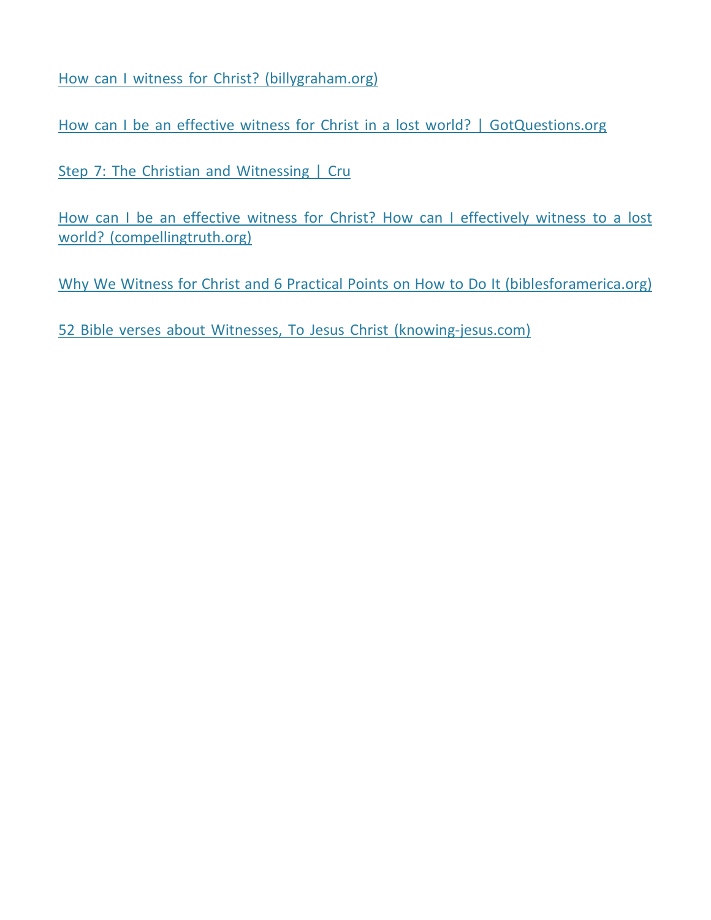How can I witness for Christ? (billygraham.org)

How can I be an effective witness for Christ in a lost world? | GotQuestions.org

Step 7: The Christian and Witnessing | Cru

How can I be an effective witness for Christ? How can I effectively witness to a lost world? (compellingtruth.org)

Why We Witness for Christ and 6 Practical Points on How to Do It (biblesforamerica.org)

52 Bible verses about Witnesses, To Jesus Christ (knowing-jesus.com)